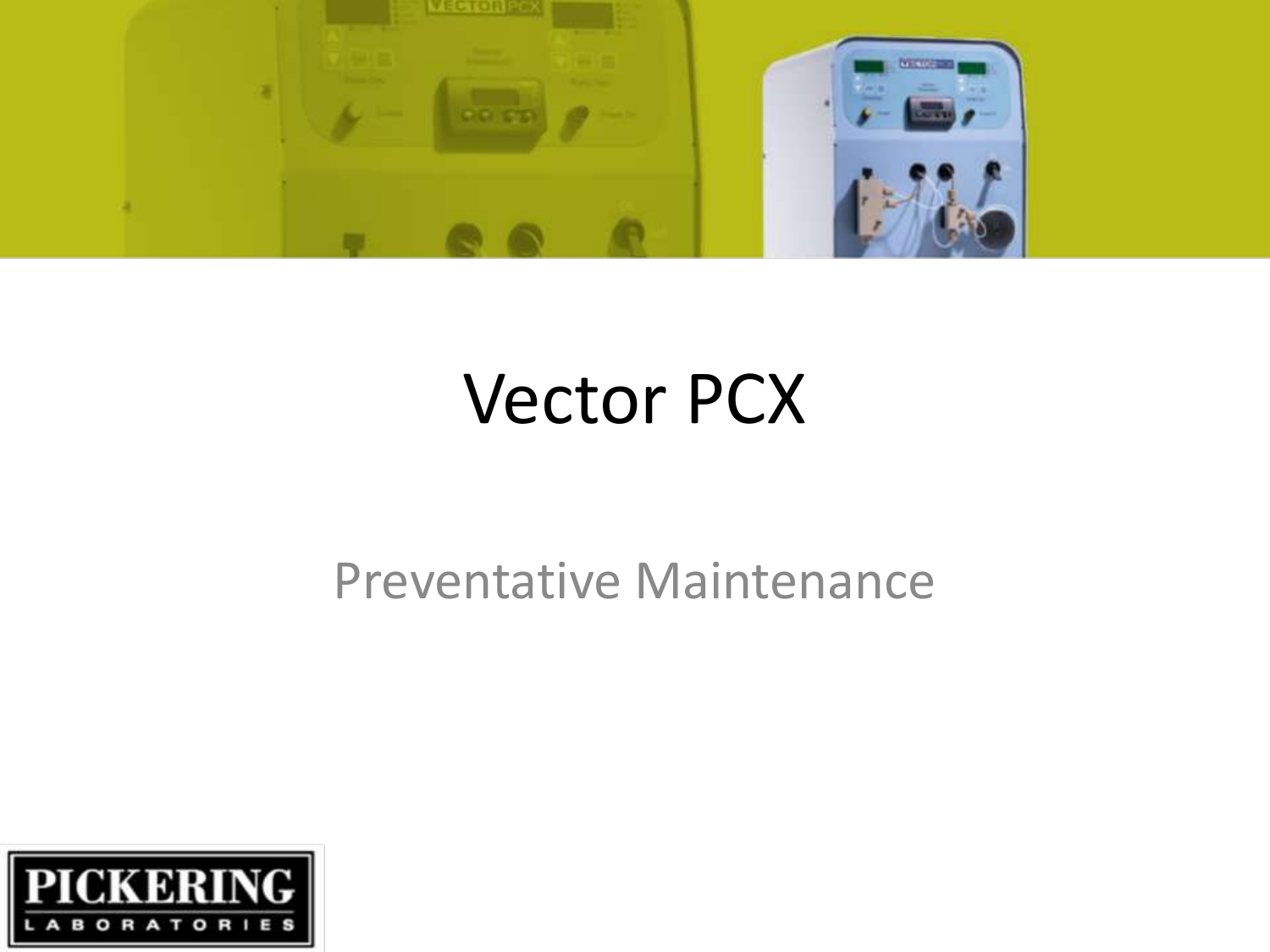# Vector PCX

Preventative Maintenance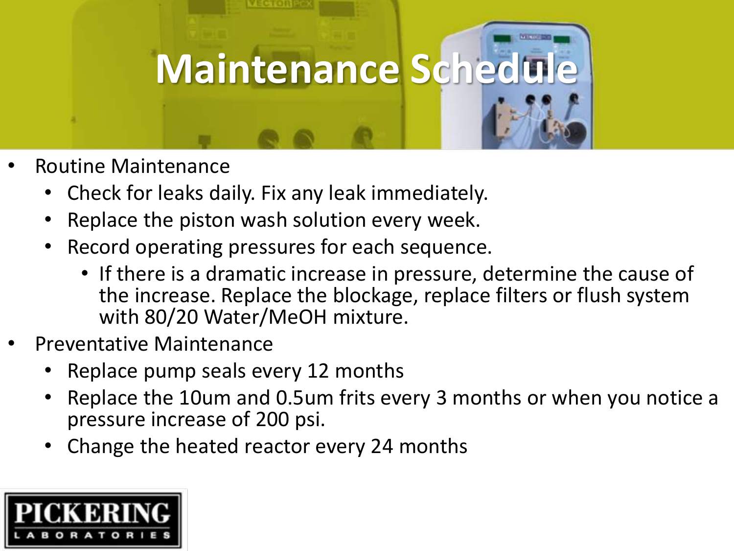# Maintenance Schedule

- Routine Maintenance
  - Check for leaks daily. Fix any leak immediately.
  - Replace the piston wash solution every week.
  - Record operating pressures for each sequence.
    - If there is a dramatic increase in pressure, determine the cause of the increase. Replace the blockage, replace filters or flush system with 80/20 Water/MeOH mixture.
- Preventative Maintenance
  - Replace pump seals every 12 months
  - Replace the 10um and 0.5um frits every 3 months or when you notice a pressure increase of 200 psi.
  - Change the heated reactor every 24 months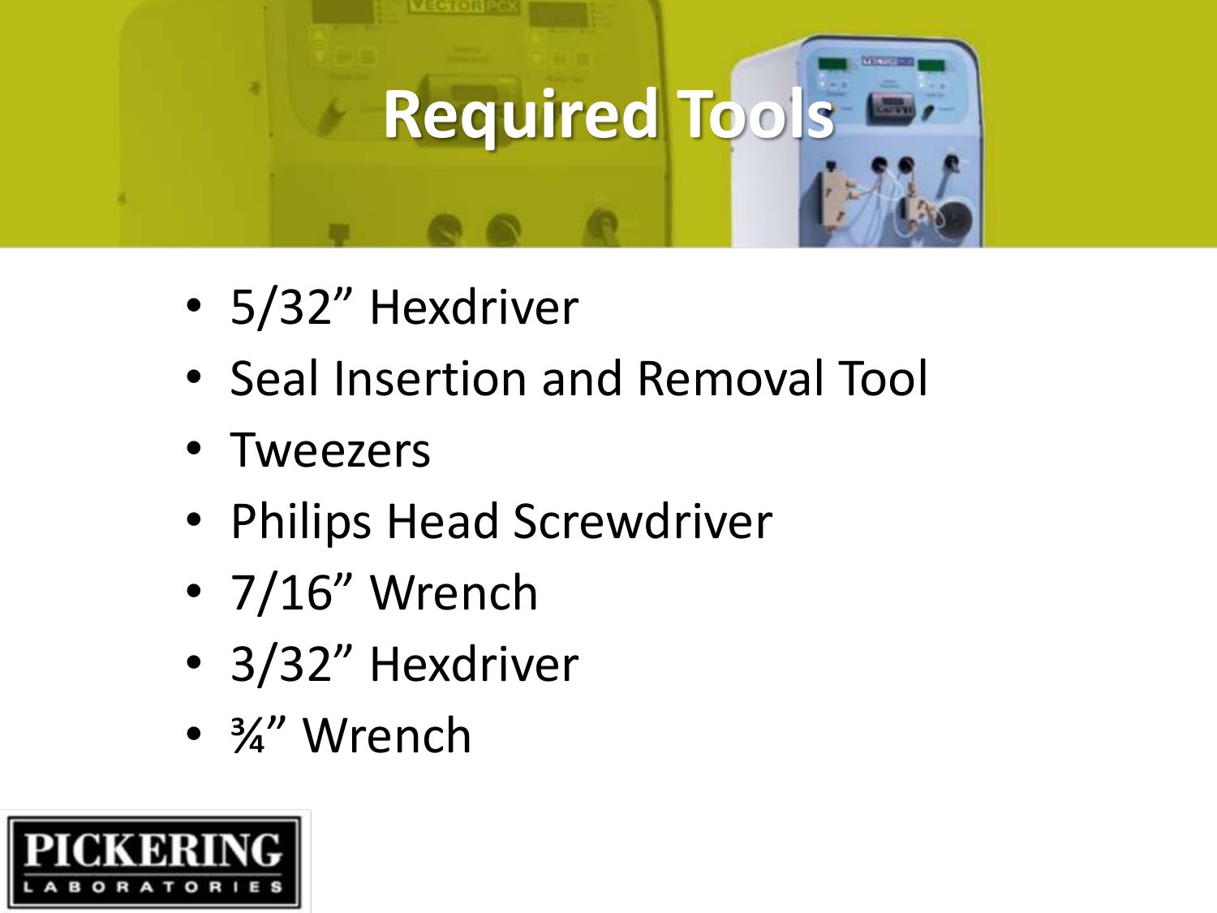# Required Tools

- 5/32” Hexdriver
- Seal Insertion and Removal Tool
- Tweezers
- Philips Head Screwdriver
- 7/16” Wrench
- 3/32” Hexdriver
- ¾” Wrench

PICKERING LABORATORIES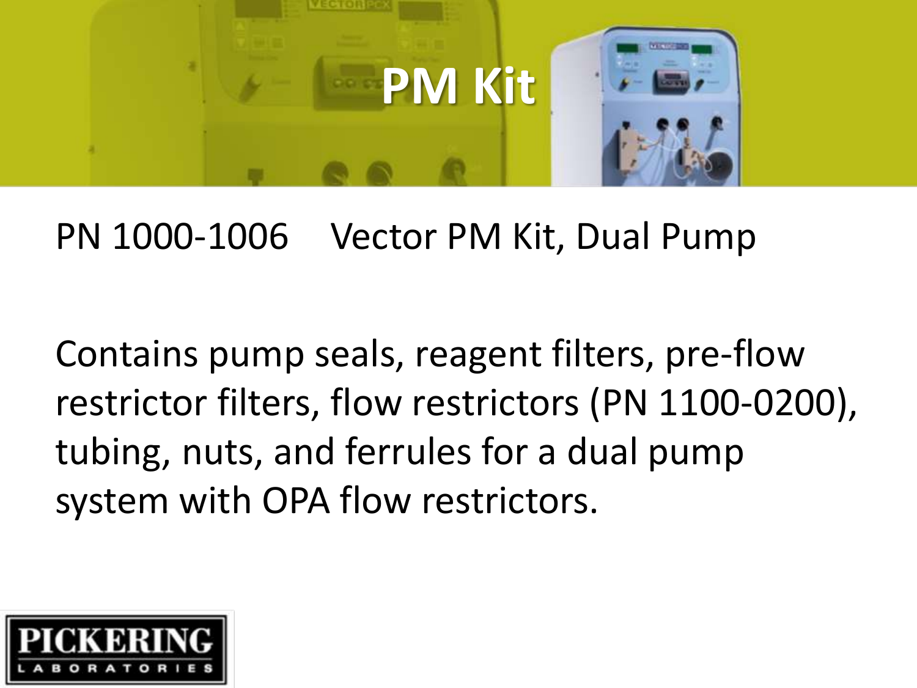# PM Kit

PN 1000-1006 Vector PM Kit, Dual Pump

Contains pump seals, reagent filters, pre-flow restrictor filters, flow restrictors (PN 1100-0200), tubing, nuts, and ferrules for a dual pump system with OPA flow restrictors.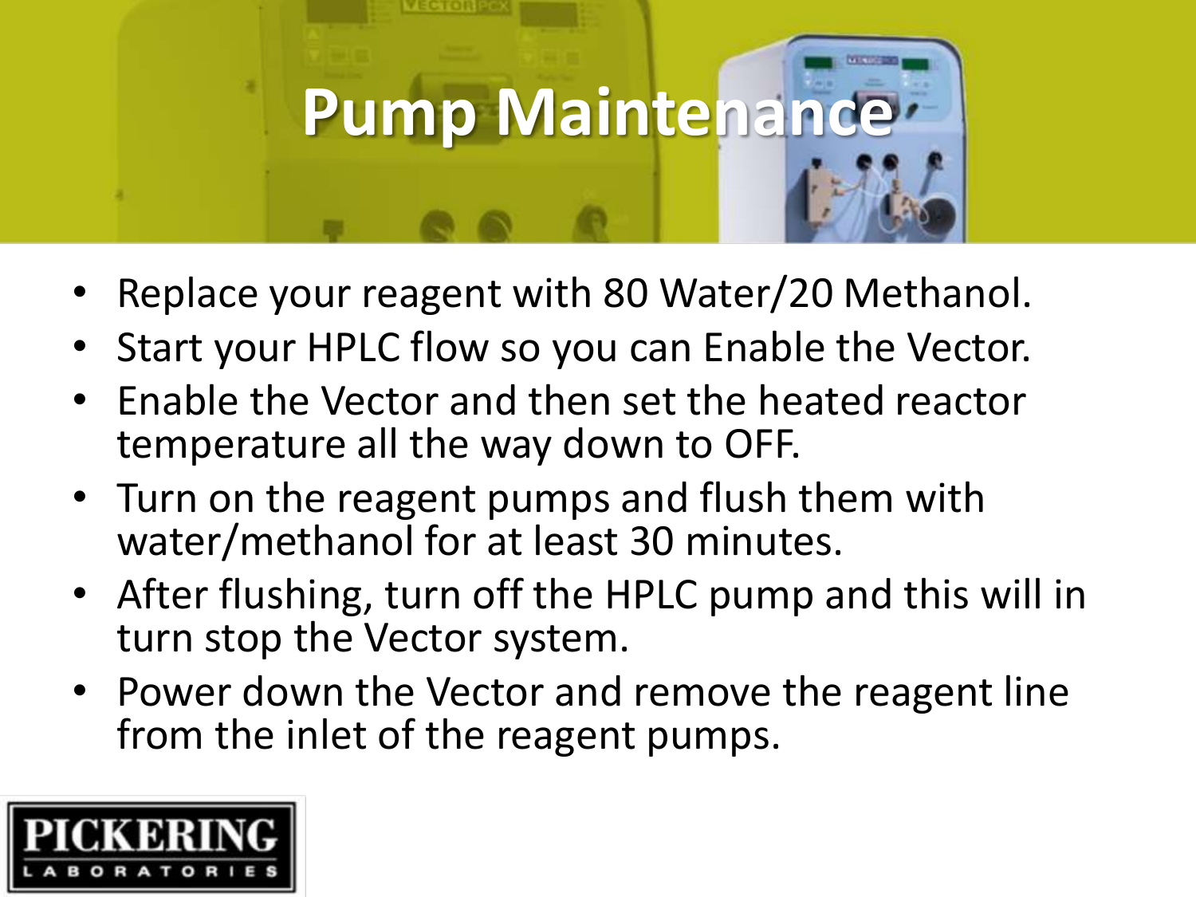# Pump Maintenance

- Replace your reagent with 80 Water/20 Methanol.
- Start your HPLC flow so you can Enable the Vector.
- Enable the Vector and then set the heated reactor temperature all the way down to OFF.
- Turn on the reagent pumps and flush them with water/methanol for at least 30 minutes.
- After flushing, turn off the HPLC pump and this will in turn stop the Vector system.
- Power down the Vector and remove the reagent line from the inlet of the reagent pumps.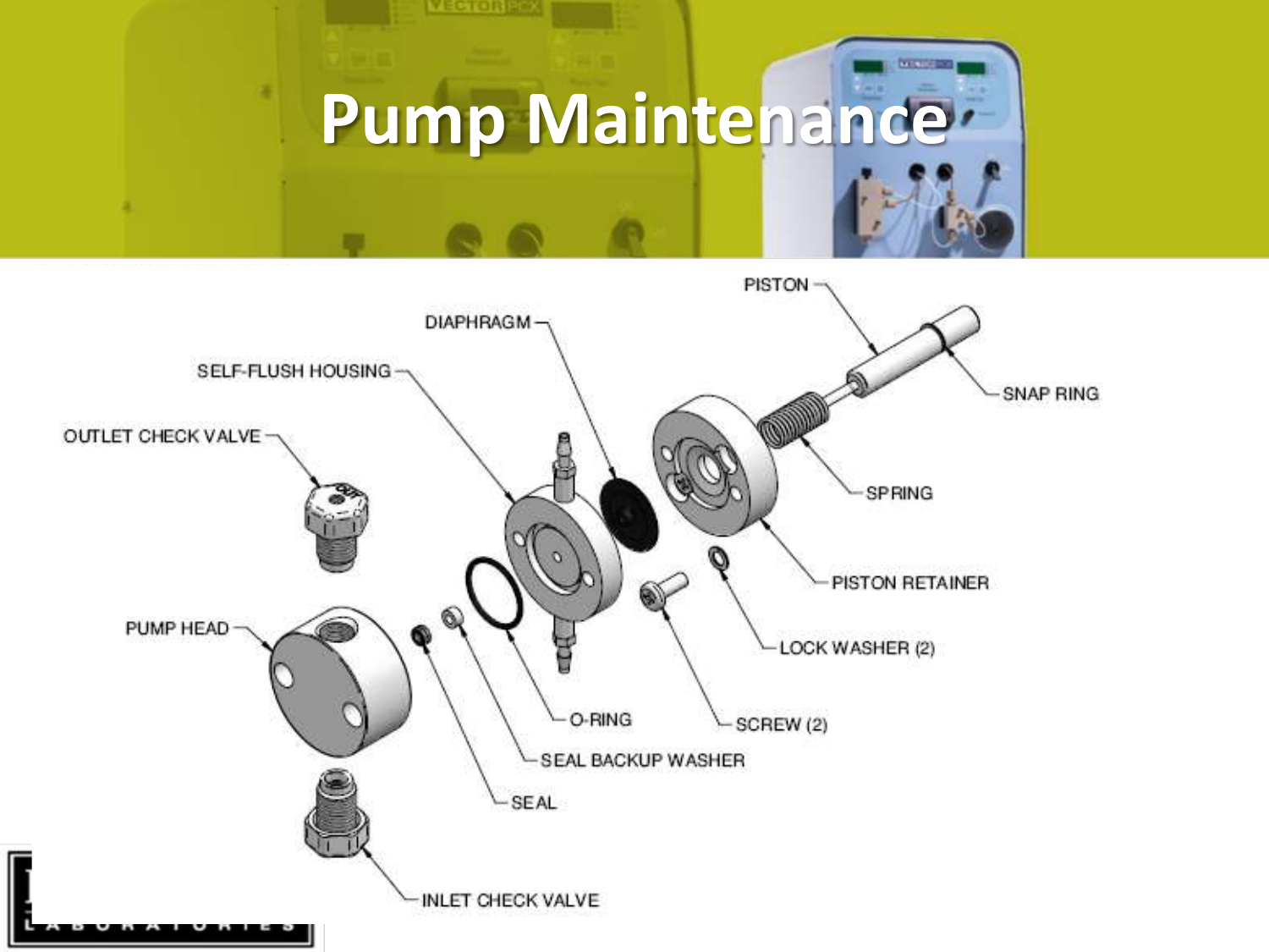# Pump Maintenance

PISTON

DIAPHRAGM

SNAP RING

SELF-FLUSH HOUSING

OUTLET CHECK VALVE

SPRING

PISTON RETAINER

LOCK WASHER (2)

PUMP HEAD

O-RING

SCREW (2)

SEAL BACKUP WASHER

SEAL

INLET CHECK VALVE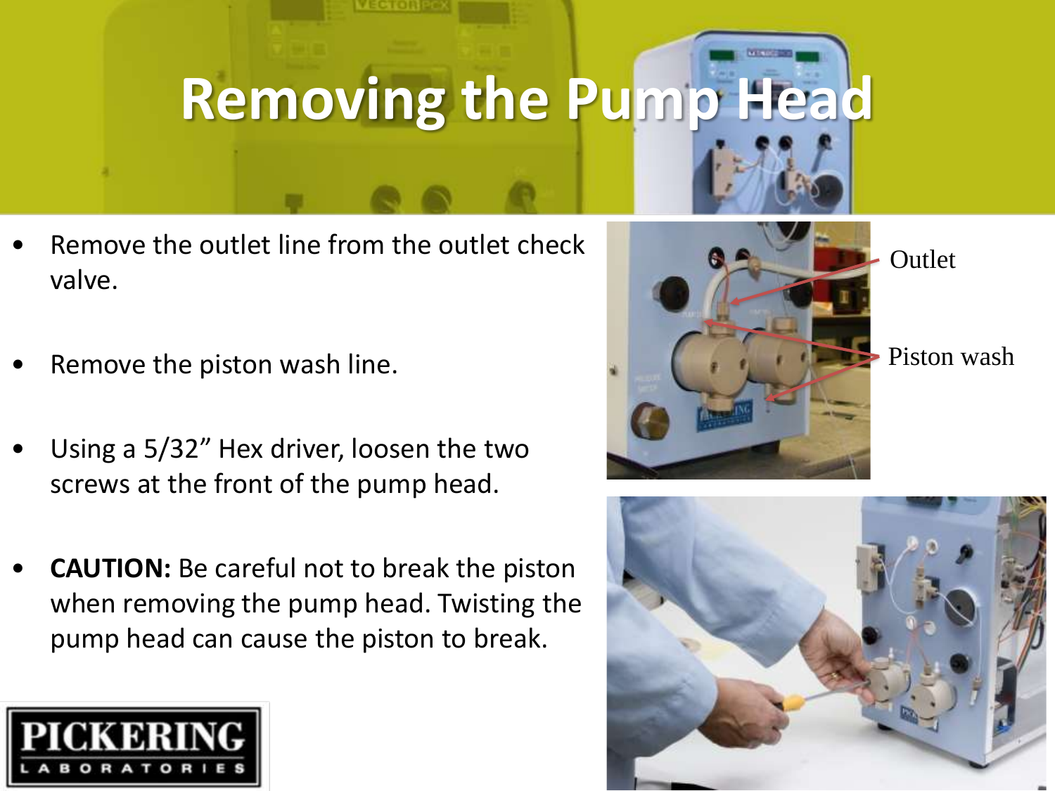# Removing the Pump Head

- Remove the outlet line from the outlet check valve.
- Remove the piston wash line.
- Using a 5/32” Hex driver, loosen the two screws at the front of the pump head.
- **CAUTION:** Be careful not to break the piston when removing the pump head. Twisting the pump head can cause the piston to break.

Outlet

Piston wash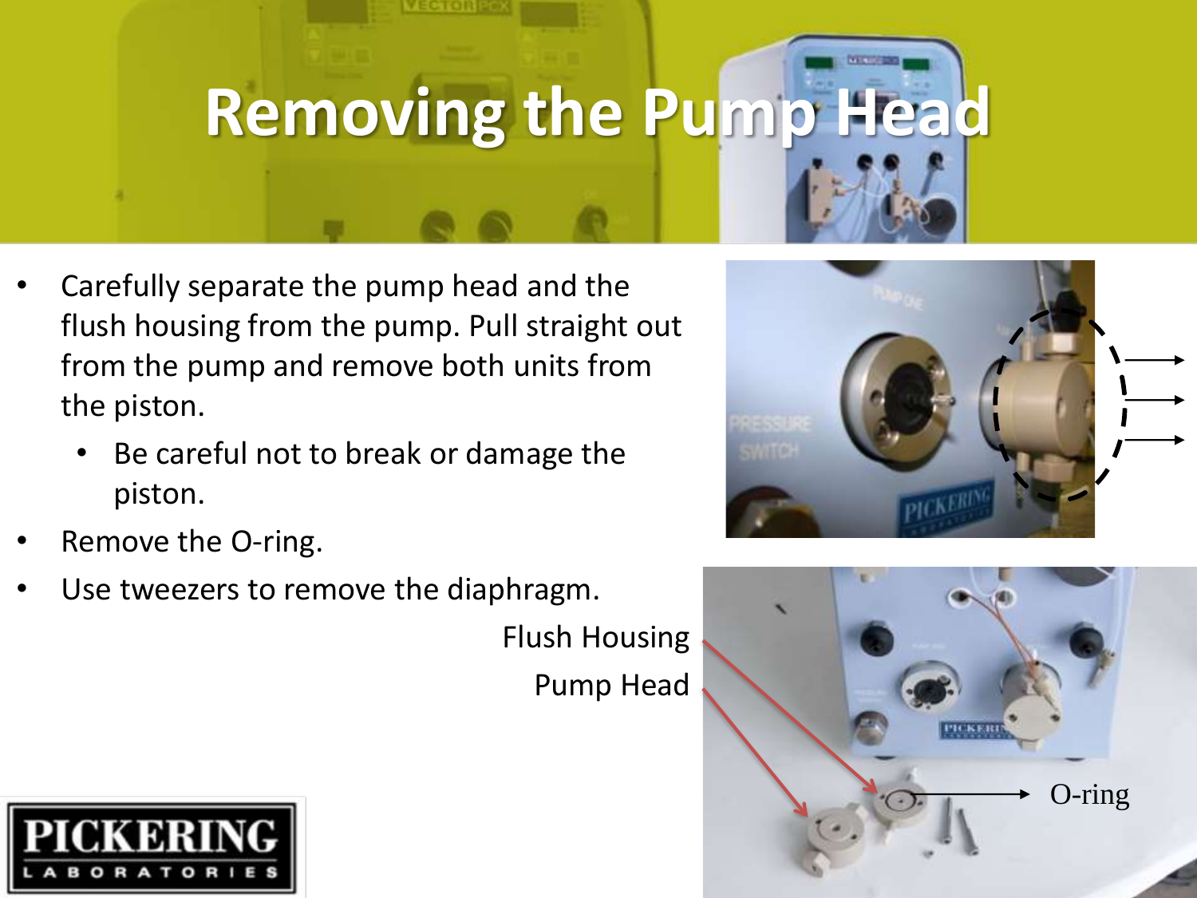# Removing the Pump Head

- Carefully separate the pump head and the flush housing from the pump. Pull straight out from the pump and remove both units from the piston.
  - Be careful not to break or damage the piston.
- Remove the O-ring.
- Use tweezers to remove the diaphragm.

Flush Housing

Pump Head

O-ring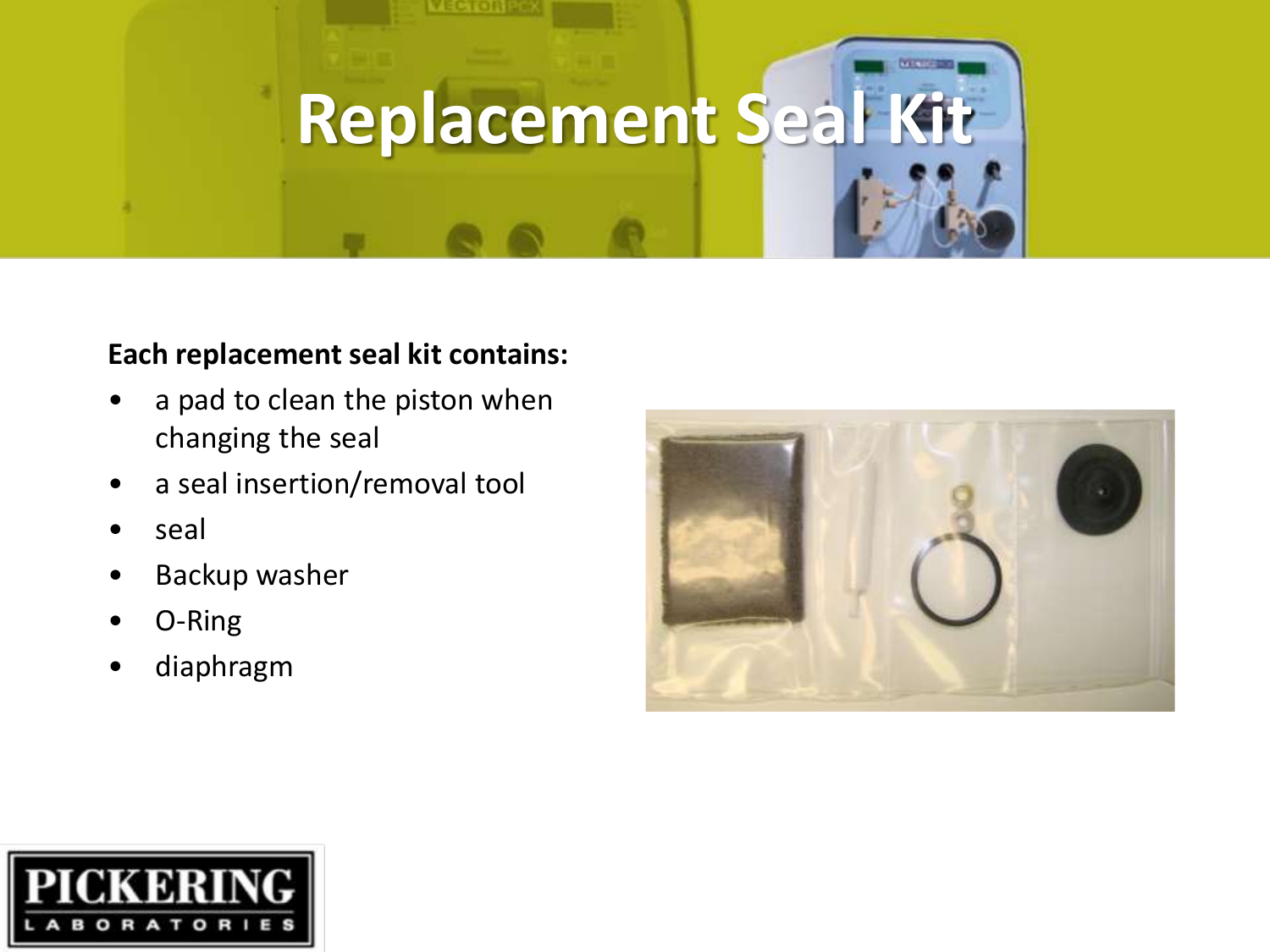# Replacement Seal Kit

**Each replacement seal kit contains:**

- a pad to clean the piston when changing the seal
- a seal insertion/removal tool
- seal
- Backup washer
- O-Ring
- diaphragm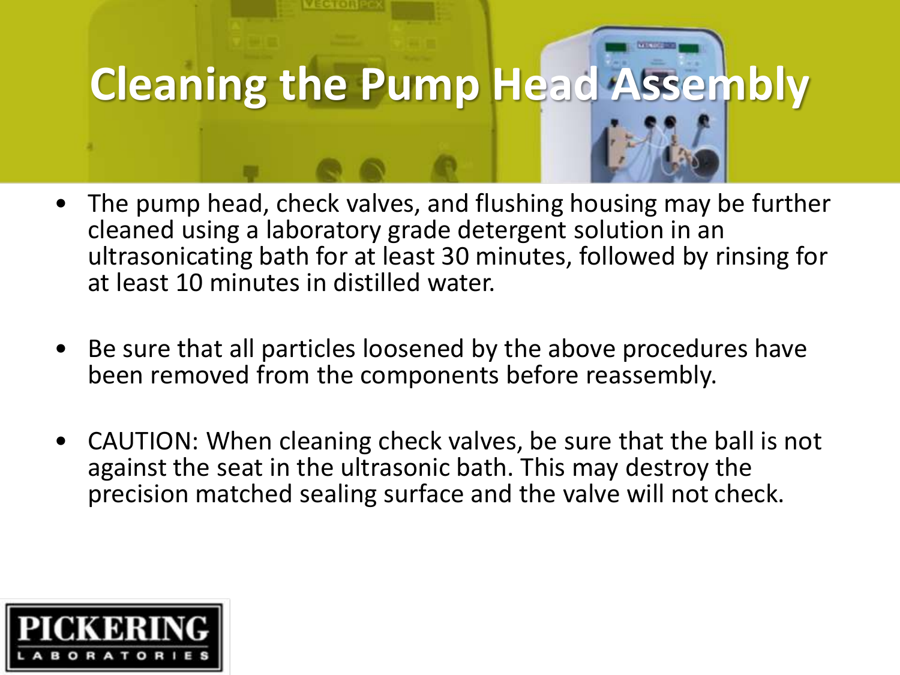# Cleaning the Pump Head Assembly

- The pump head, check valves, and flushing housing may be further cleaned using a laboratory grade detergent solution in an ultrasonicating bath for at least 30 minutes, followed by rinsing for at least 10 minutes in distilled water.

- Be sure that all particles loosened by the above procedures have been removed from the components before reassembly.

- CAUTION: When cleaning check valves, be sure that the ball is not against the seat in the ultrasonic bath. This may destroy the precision matched sealing surface and the valve will not check.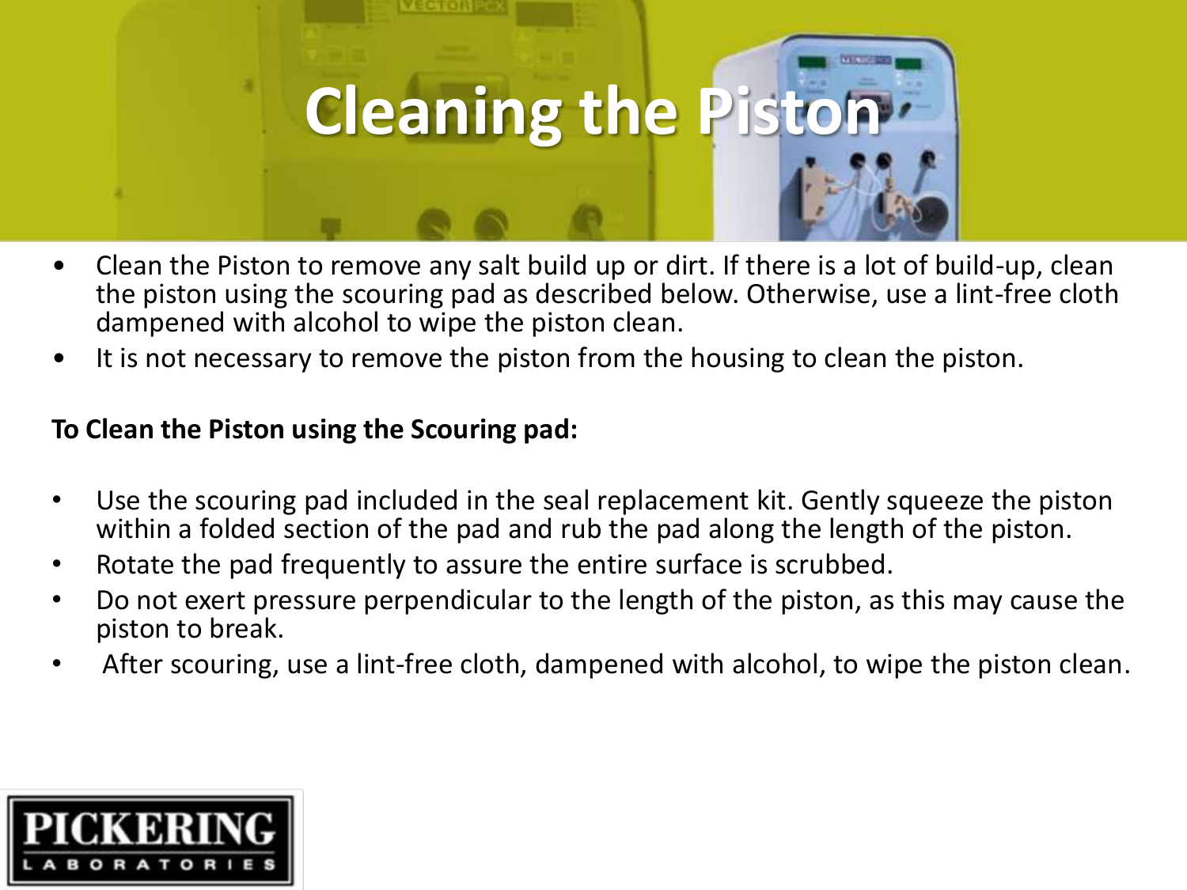# Cleaning the Piston

- Clean the Piston to remove any salt build up or dirt. If there is a lot of build-up, clean the piston using the scouring pad as described below. Otherwise, use a lint-free cloth dampened with alcohol to wipe the piston clean.
- It is not necessary to remove the piston from the housing to clean the piston.

**To Clean the Piston using the Scouring pad:**

- Use the scouring pad included in the seal replacement kit. Gently squeeze the piston within a folded section of the pad and rub the pad along the length of the piston.
- Rotate the pad frequently to assure the entire surface is scrubbed.
- Do not exert pressure perpendicular to the length of the piston, as this may cause the piston to break.
- After scouring, use a lint-free cloth, dampened with alcohol, to wipe the piston clean.

PICKERING LABORATORIES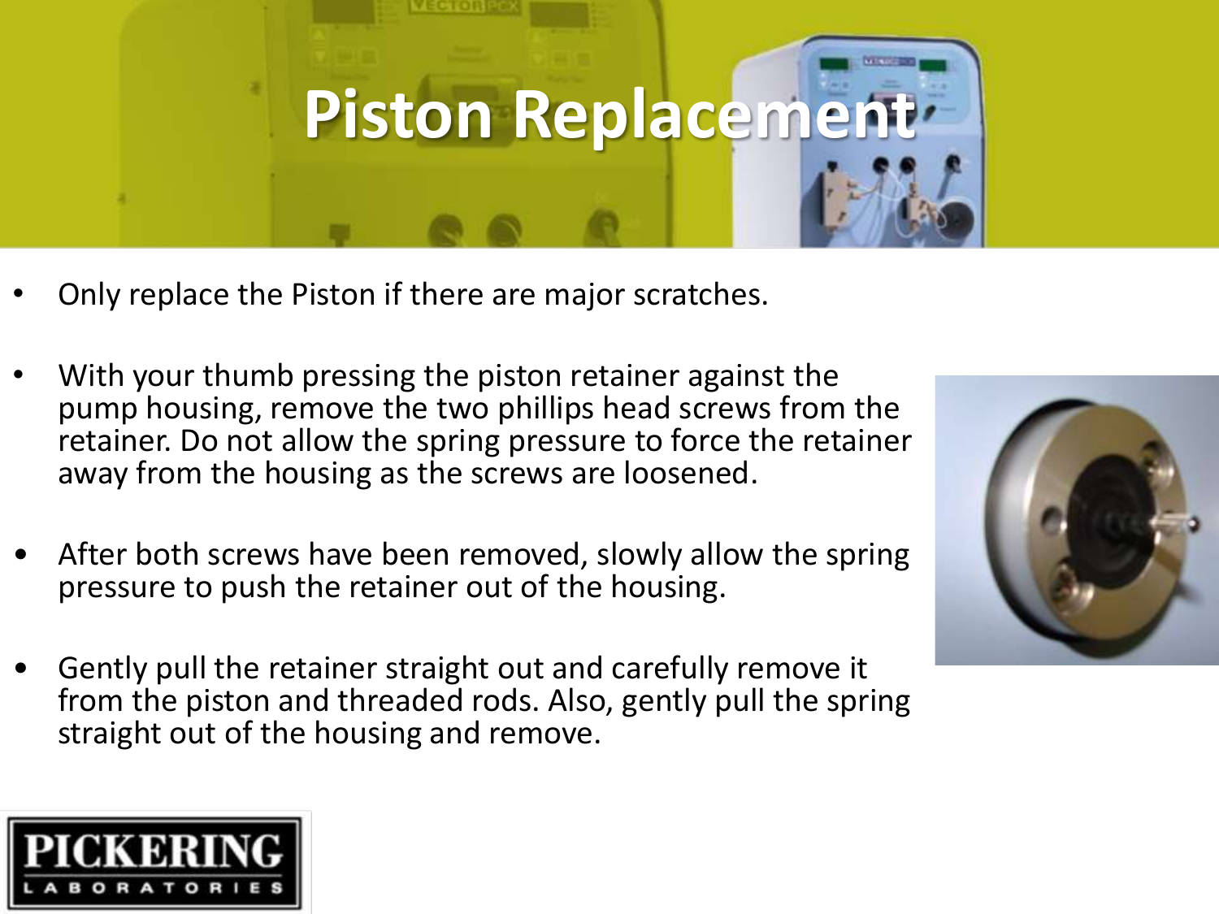# Piston Replacement

- Only replace the Piston if there are major scratches.
- With your thumb pressing the piston retainer against the pump housing, remove the two phillips head screws from the retainer. Do not allow the spring pressure to force the retainer away from the housing as the screws are loosened.
- After both screws have been removed, slowly allow the spring pressure to push the retainer out of the housing.
- Gently pull the retainer straight out and carefully remove it from the piston and threaded rods. Also, gently pull the spring straight out of the housing and remove.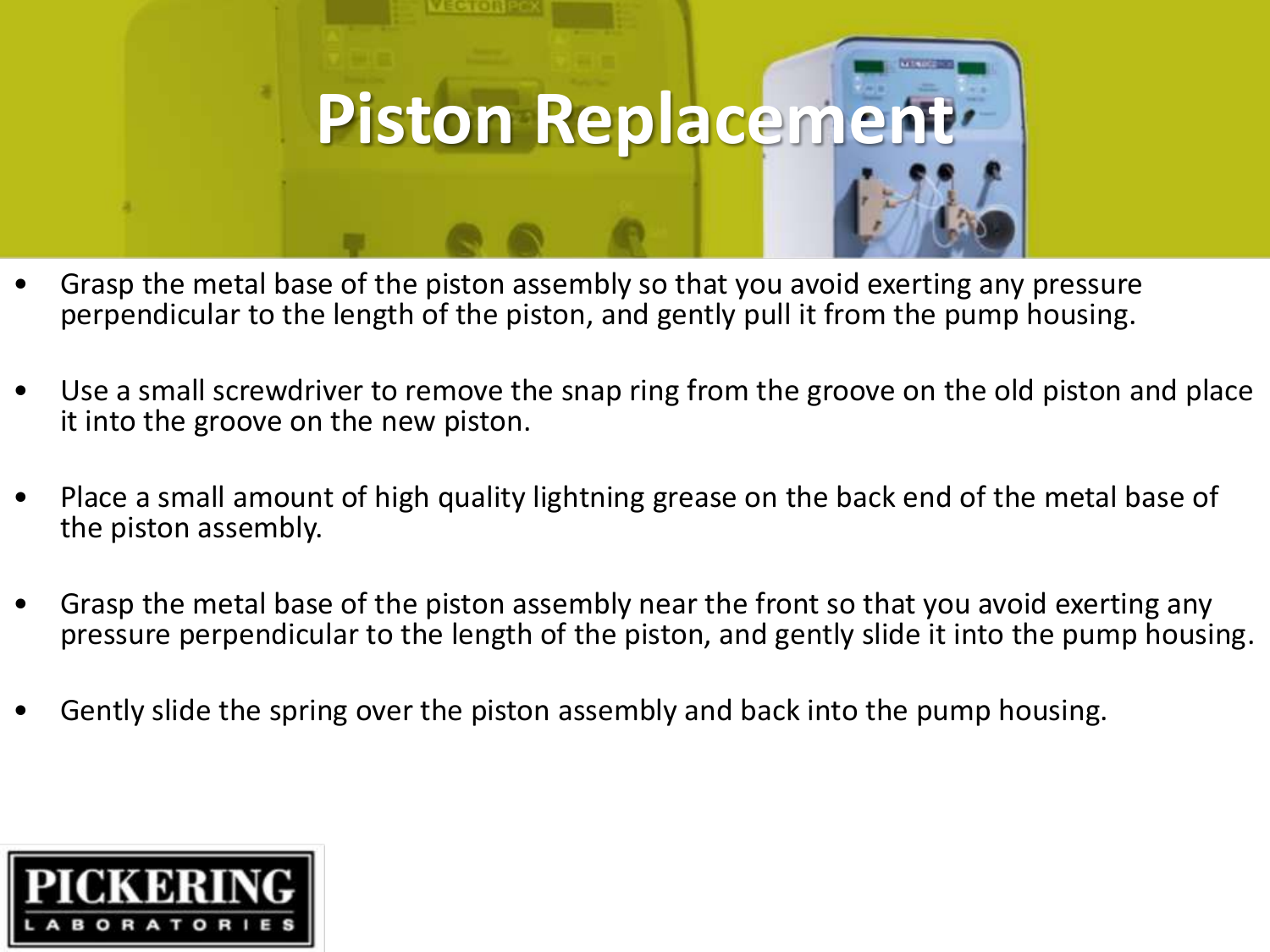# Piston Replacement

- Grasp the metal base of the piston assembly so that you avoid exerting any pressure perpendicular to the length of the piston, and gently pull it from the pump housing.
- Use a small screwdriver to remove the snap ring from the groove on the old piston and place it into the groove on the new piston.
- Place a small amount of high quality lightning grease on the back end of the metal base of the piston assembly.
- Grasp the metal base of the piston assembly near the front so that you avoid exerting any pressure perpendicular to the length of the piston, and gently slide it into the pump housing.
- Gently slide the spring over the piston assembly and back into the pump housing.

PICKERING LABORATORIES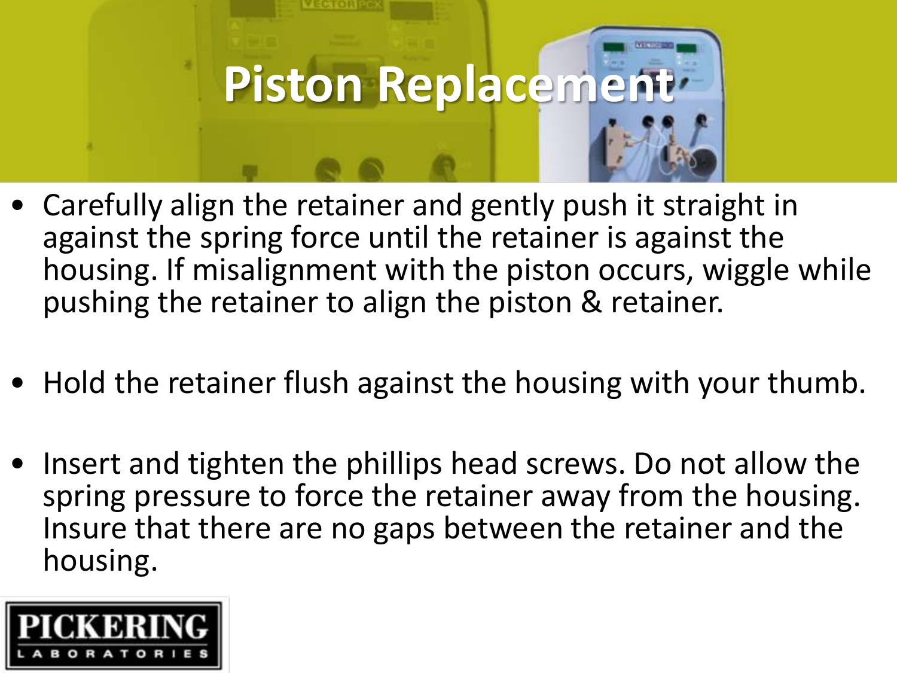# Piston Replacement

- Carefully align the retainer and gently push it straight in against the spring force until the retainer is against the housing. If misalignment with the piston occurs, wiggle while pushing the retainer to align the piston & retainer.

- Hold the retainer flush against the housing with your thumb.

- Insert and tighten the phillips head screws. Do not allow the spring pressure to force the retainer away from the housing. Insure that there are no gaps between the retainer and the housing.

PICKERING LABORATORIES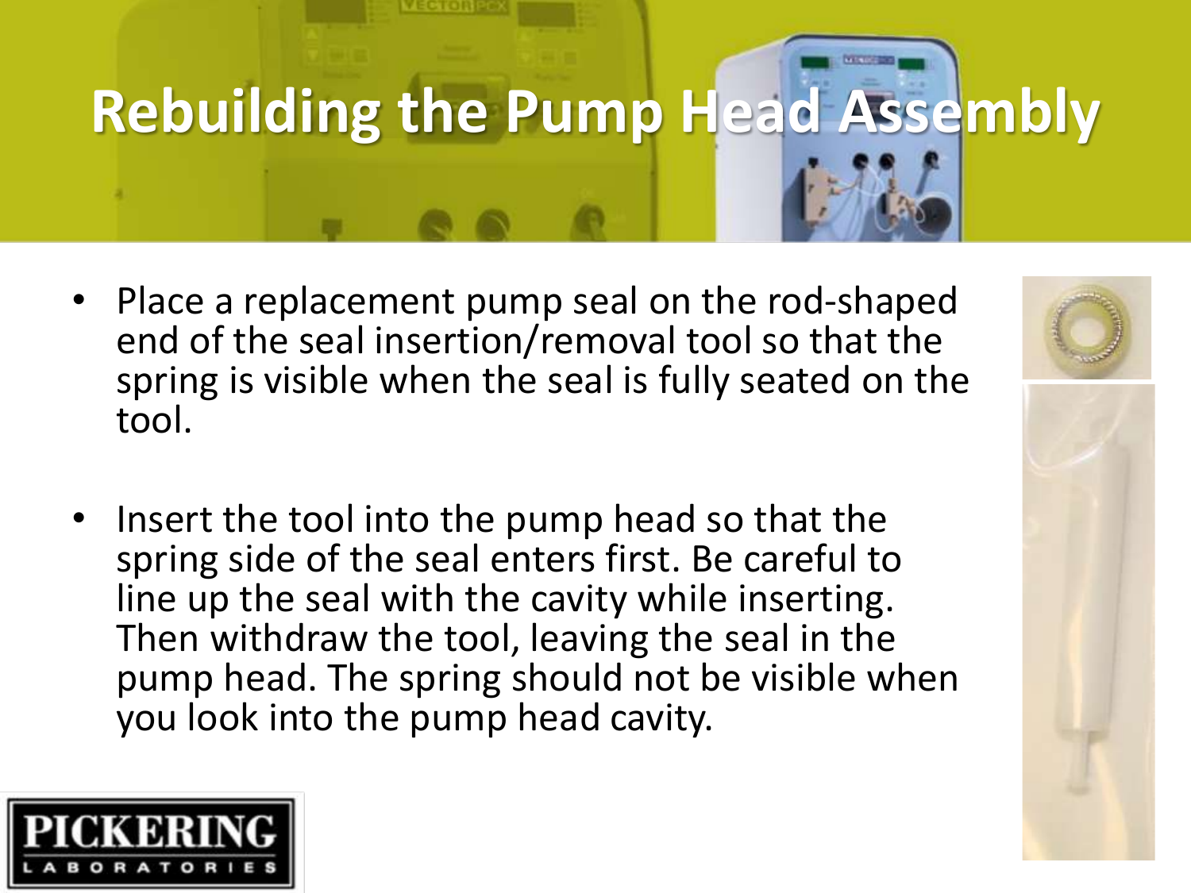# Rebuilding the Pump Head Assembly

- Place a replacement pump seal on the rod-shaped end of the seal insertion/removal tool so that the spring is visible when the seal is fully seated on the tool.

- Insert the tool into the pump head so that the spring side of the seal enters first. Be careful to line up the seal with the cavity while inserting. Then withdraw the tool, leaving the seal in the pump head. The spring should not be visible when you look into the pump head cavity.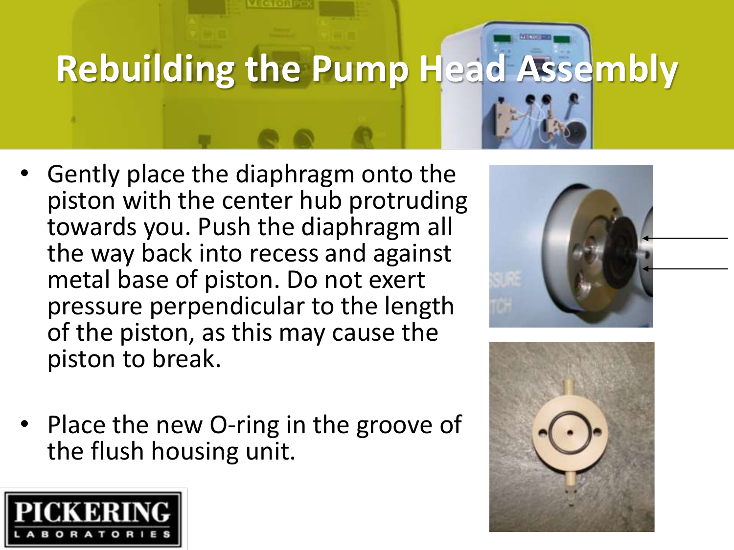# Rebuilding the Pump Head Assembly

- Gently place the diaphragm onto the piston with the center hub protruding towards you. Push the diaphragm all the way back into recess and against metal base of piston. Do not exert pressure perpendicular to the length of the piston, as this may cause the piston to break.
- Place the new O-ring in the groove of the flush housing unit.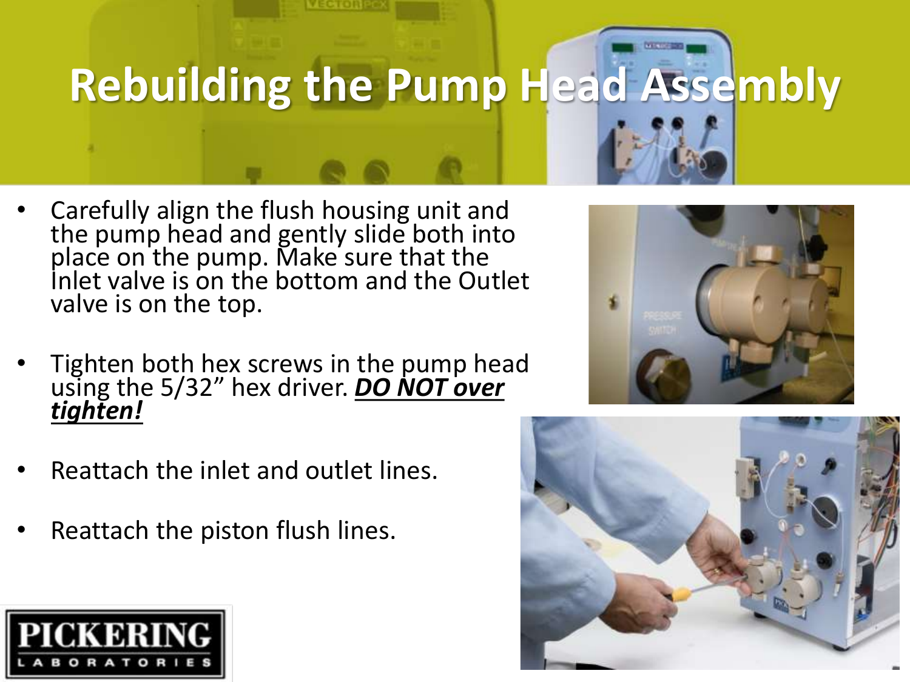# Rebuilding the Pump Head Assembly

- Carefully align the flush housing unit and the pump head and gently slide both into place on the pump. Make sure that the Inlet valve is on the bottom and the Outlet valve is on the top.

- Tighten both hex screws in the pump head using the 5/32” hex driver. ***DO NOT over tighten!***

- Reattach the inlet and outlet lines.

- Reattach the piston flush lines.

PICKERING LABORATORIES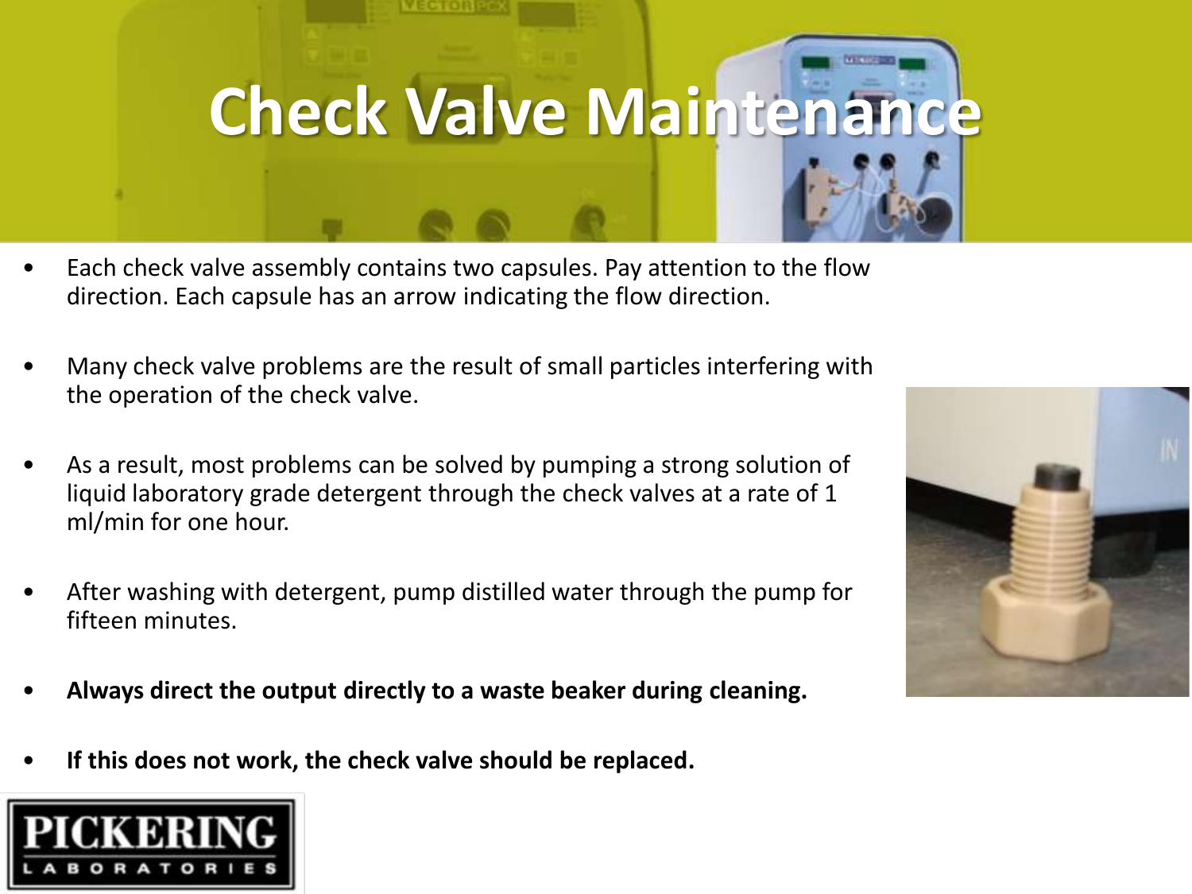# Check Valve Maintenance

- Each check valve assembly contains two capsules. Pay attention to the flow direction. Each capsule has an arrow indicating the flow direction.
- Many check valve problems are the result of small particles interfering with the operation of the check valve.
- As a result, most problems can be solved by pumping a strong solution of liquid laboratory grade detergent through the check valves at a rate of 1 ml/min for one hour.
- After washing with detergent, pump distilled water through the pump for fifteen minutes.
- **Always direct the output directly to a waste beaker during cleaning.**
- **If this does not work, the check valve should be replaced.**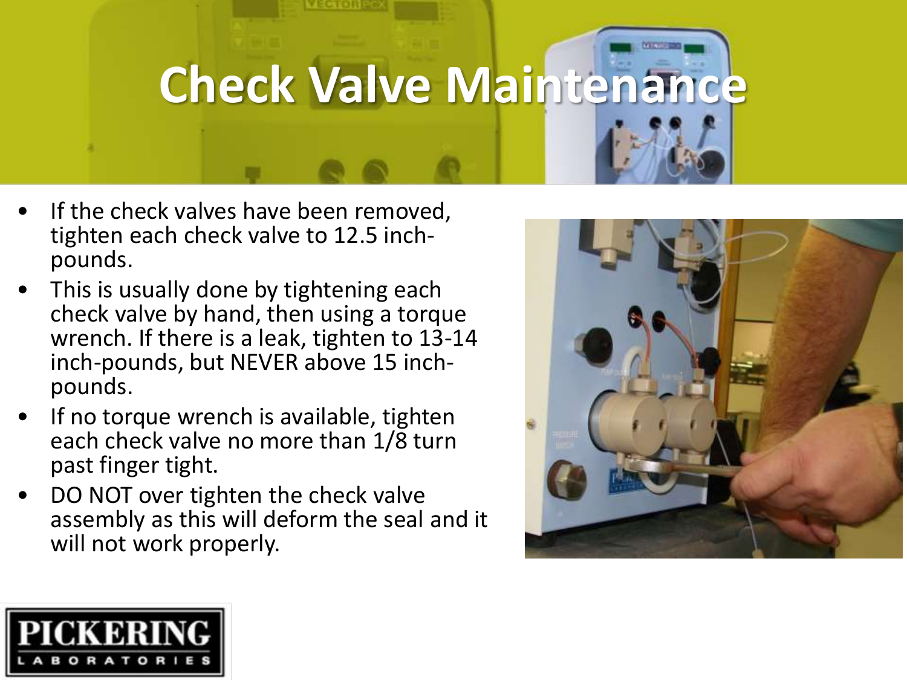# Check Valve Maintenance

- If the check valves have been removed, tighten each check valve to 12.5 inch-pounds.
- This is usually done by tightening each check valve by hand, then using a torque wrench. If there is a leak, tighten to 13-14 inch-pounds, but NEVER above 15 inch-pounds.
- If no torque wrench is available, tighten each check valve no more than 1/8 turn past finger tight.
- DO NOT over tighten the check valve assembly as this will deform the seal and it will not work properly.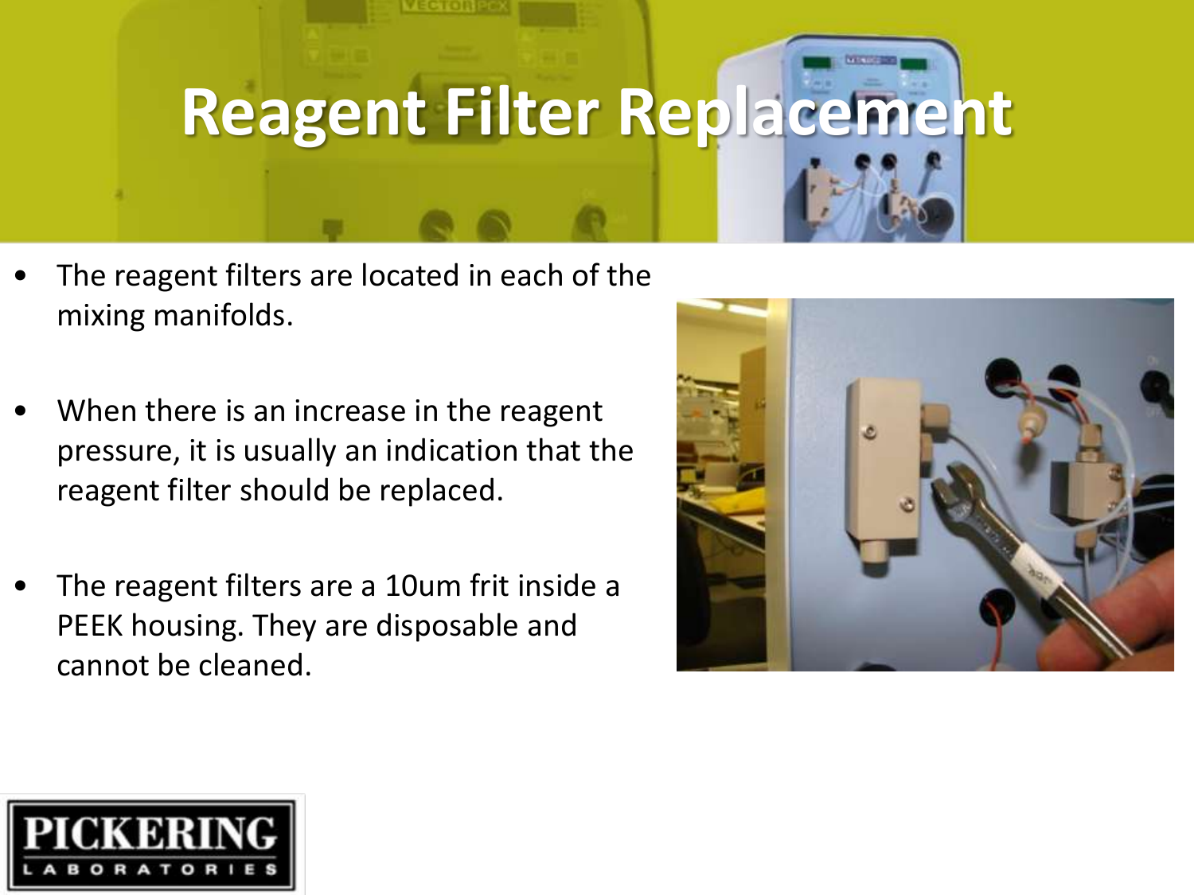# Reagent Filter Replacement

- The reagent filters are located in each of the mixing manifolds.
- When there is an increase in the reagent pressure, it is usually an indication that the reagent filter should be replaced.
- The reagent filters are a 10um frit inside a PEEK housing. They are disposable and cannot be cleaned.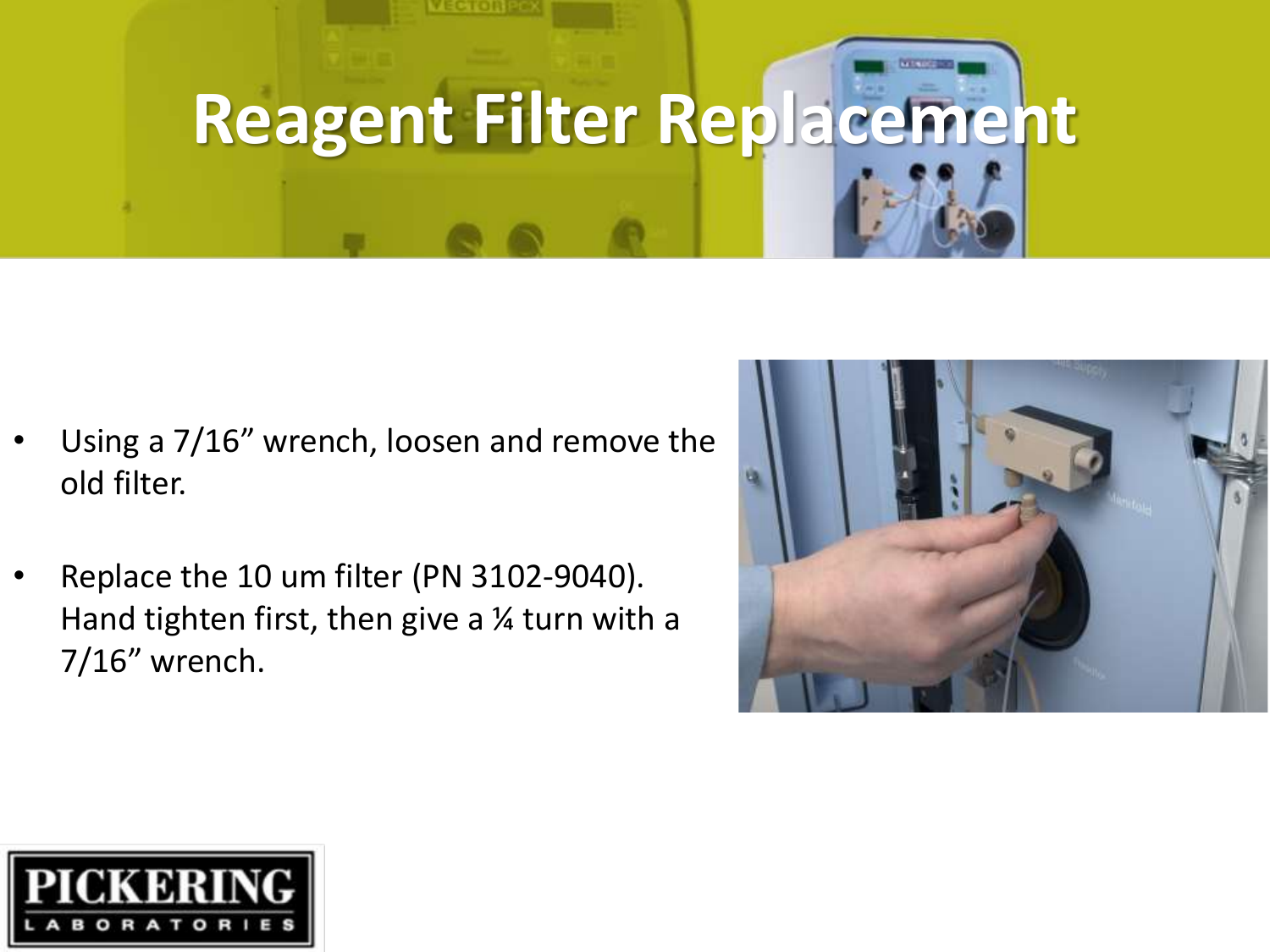# Reagent Filter Replacement

- Using a 7/16” wrench, loosen and remove the old filter.
- Replace the 10 um filter (PN 3102-9040). Hand tighten first, then give a ¼ turn with a 7/16” wrench.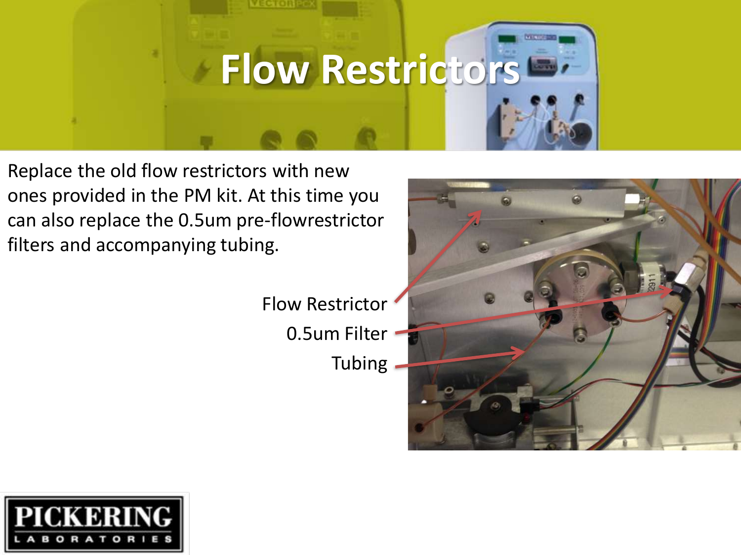# Flow Restrictors

Replace the old flow restrictors with new ones provided in the PM kit. At this time you can also replace the 0.5um pre-flowrestrictor filters and accompanying tubing.

Flow Restrictor

0.5um Filter

Tubing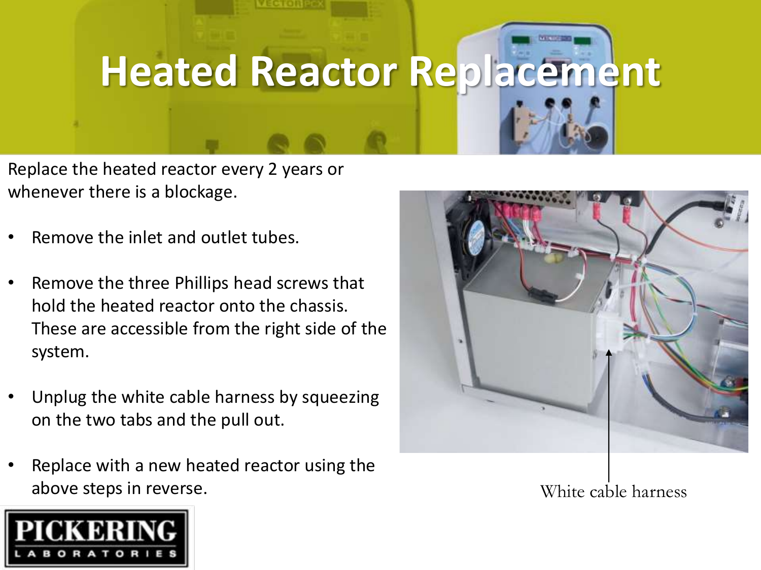# Heated Reactor Replacement

Replace the heated reactor every 2 years or whenever there is a blockage.

- Remove the inlet and outlet tubes.
- Remove the three Phillips head screws that hold the heated reactor onto the chassis. These are accessible from the right side of the system.
- Unplug the white cable harness by squeezing on the two tabs and the pull out.
- Replace with a new heated reactor using the above steps in reverse.

White cable harness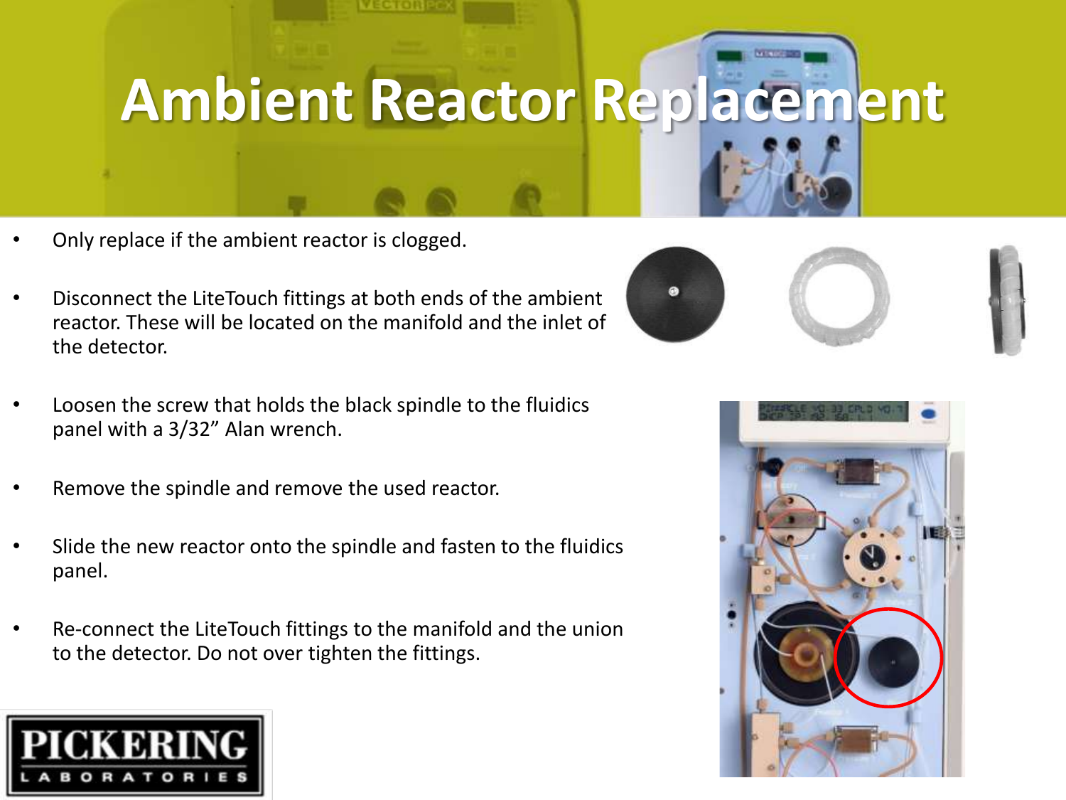# Ambient Reactor Replacement

- Only replace if the ambient reactor is clogged.
- Disconnect the LiteTouch fittings at both ends of the ambient reactor. These will be located on the manifold and the inlet of the detector.
- Loosen the screw that holds the black spindle to the fluidics panel with a 3/32" Alan wrench.
- Remove the spindle and remove the used reactor.
- Slide the new reactor onto the spindle and fasten to the fluidics panel.
- Re-connect the LiteTouch fittings to the manifold and the union to the detector. Do not over tighten the fittings.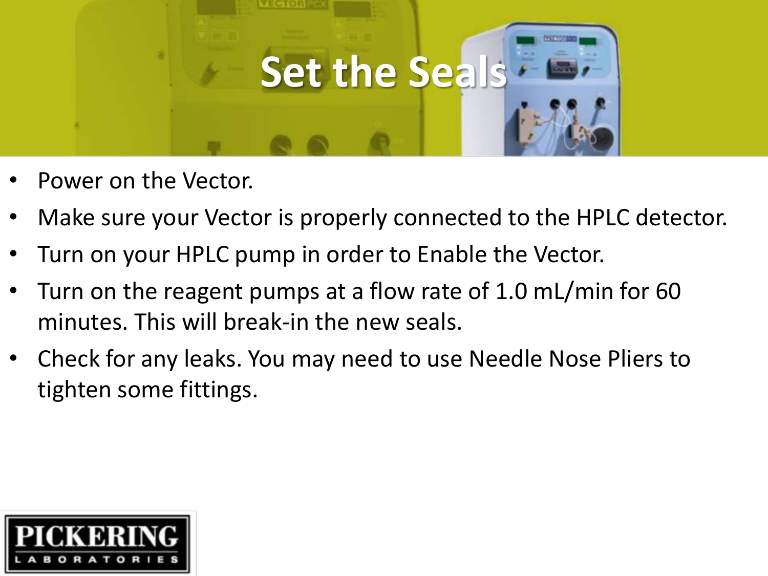# Set the Seals

- Power on the Vector.
- Make sure your Vector is properly connected to the HPLC detector.
- Turn on your HPLC pump in order to Enable the Vector.
- Turn on the reagent pumps at a flow rate of 1.0 mL/min for 60 minutes. This will break-in the new seals.
- Check for any leaks. You may need to use Needle Nose Pliers to tighten some fittings.

PICKERING LABORATORIES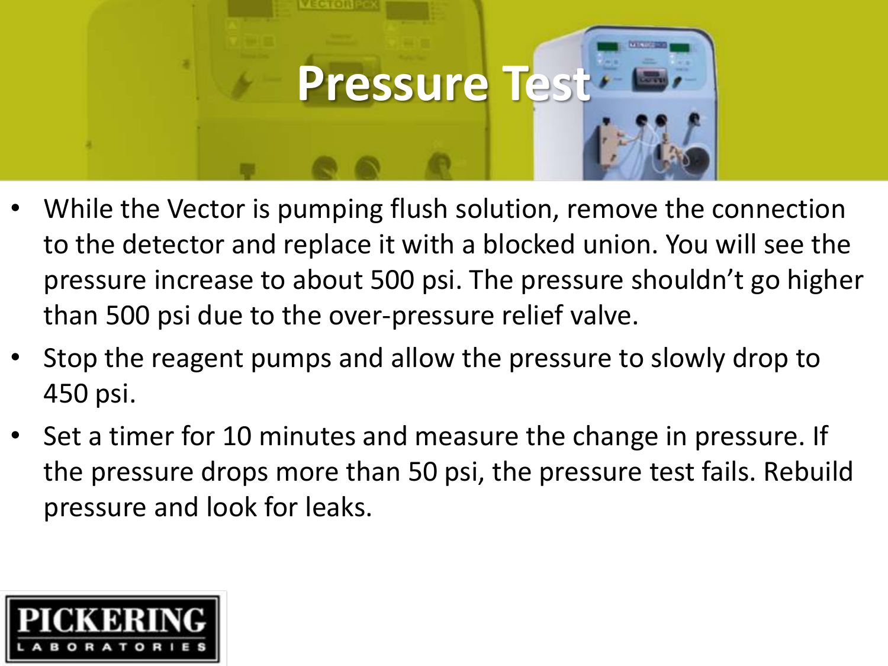# Pressure Test

- While the Vector is pumping flush solution, remove the connection to the detector and replace it with a blocked union. You will see the pressure increase to about 500 psi. The pressure shouldn't go higher than 500 psi due to the over-pressure relief valve.
- Stop the reagent pumps and allow the pressure to slowly drop to 450 psi.
- Set a timer for 10 minutes and measure the change in pressure. If the pressure drops more than 50 psi, the pressure test fails. Rebuild pressure and look for leaks.